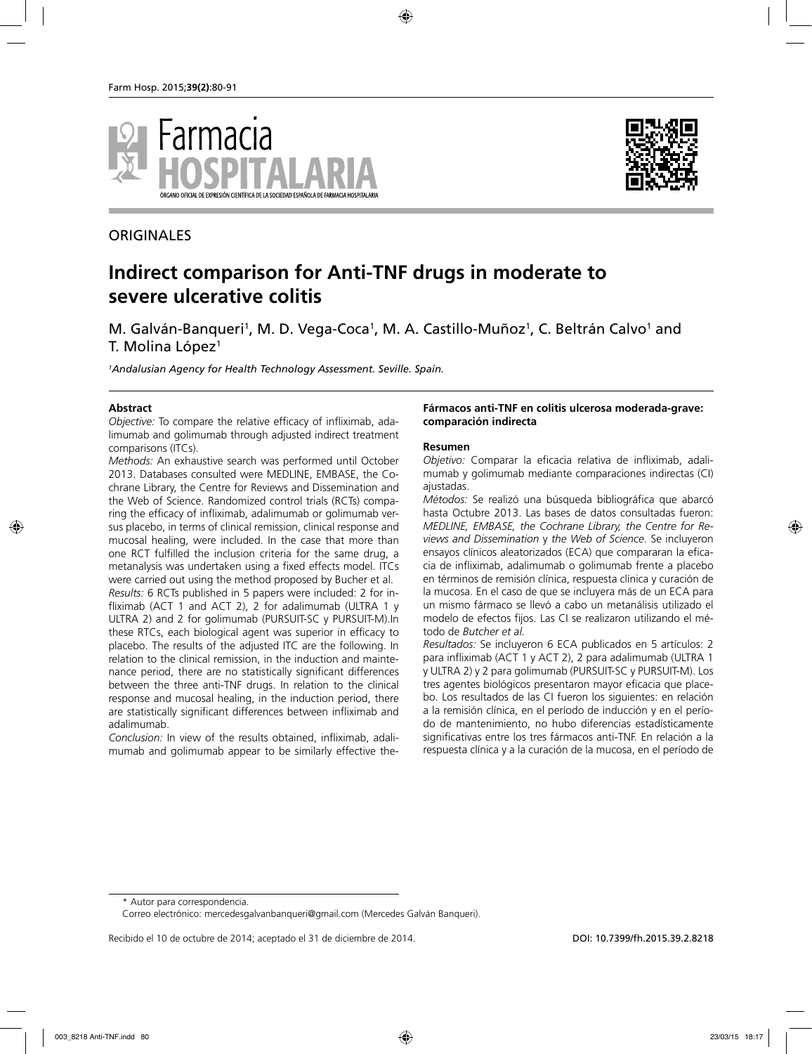## ORIGINALES

# Indirect comparison for Anti-TNF drugs in moderate to severe ulcerative colitis

M. Galván-Banqueri[1], M. D. Vega-Coca[1], M. A. Castillo-Muñoz[1], C. Beltrán Calvo[1] and T. Molina López[1]

*[1]Andalusian Agency for Health Technology Assessment. Seville. Spain.*

### Abstract

*Objective:* To compare the relative efficacy of infliximab, adalimumab and golimumab through adjusted indirect treatment comparisons (ITCs).

*Methods:* An exhaustive search was performed until October 2013. Databases consulted were MEDLINE, EMBASE, the Cochrane Library, the Centre for Reviews and Dissemination and the Web of Science. Randomized control trials (RCTs) comparing the efficacy of infliximab, adalimumab or golimumab versus placebo, in terms of clinical remission, clinical response and mucosal healing, were included. In the case that more than one RCT fulfilled the inclusion criteria for the same drug, a metanalysis was undertaken using a fixed effects model. ITCs were carried out using the method proposed by Bucher et al.

*Results:* 6 RCTs published in 5 papers were included: 2 for infliximab (ACT 1 and ACT 2), 2 for adalimumab (ULTRA 1 y ULTRA 2) and 2 for golimumab (PURSUIT-SC y PURSUIT-M).In these RTCs, each biological agent was superior in efficacy to placebo. The results of the adjusted ITC are the following. In relation to the clinical remission, in the induction and maintenance period, there are no statistically significant differences between the three anti-TNF drugs. In relation to the clinical response and mucosal healing, in the induction period, there are statistically significant differences between infliximab and adalimumab.

*Conclusion:* In view of the results obtained, infliximab, adalimumab and golimumab appear to be similarly effective the-

### Fármacos anti-TNF en colitis ulcerosa moderada-grave: comparación indirecta

#### Resumen

*Objetivo:* Comparar la eficacia relativa de infliximab, adalimumab y golimumab mediante comparaciones indirectas (CI) ajustadas.

*Métodos:* Se realizó una búsqueda bibliográfica que abarcó hasta Octubre 2013. Las bases de datos consultadas fueron: *MEDLINE, EMBASE, the Cochrane Library, the Centre for Reviews and Dissemination* y *the Web of Science*. Se incluyeron ensayos clínicos aleatorizados (ECA) que compararan la eficacia de infliximab, adalimumab o golimumab frente a placebo en términos de remisión clínica, respuesta clínica y curación de la mucosa. En el caso de que se incluyera más de un ECA para un mismo fármaco se llevó a cabo un metanálisis utilizado el modelo de efectos fijos. Las CI se realizaron utilizando el método de *Butcher et al.*

*Resultados:* Se incluyeron 6 ECA publicados en 5 artículos: 2 para infliximab (ACT 1 y ACT 2), 2 para adalimumab (ULTRA 1 y ULTRA 2) y 2 para golimumab (PURSUIT-SC y PURSUIT-M). Los tres agentes biológicos presentaron mayor eficacia que placebo. Los resultados de las CI fueron los siguientes: en relación a la remisión clínica, en el período de inducción y en el período de mantenimiento, no hubo diferencias estadísticamente significativas entre los tres fármacos anti-TNF. En relación a la respuesta clínica y a la curación de la mucosa, en el período de

\* Autor para correspondencia.
Correo electrónico: mercedesgalvanbanqueri@gmail.com (Mercedes Galván Banqueri).

Recibido el 10 de octubre de 2014; aceptado el 31 de diciembre de 2014.

DOI: 10.7399/fh.2015.39.2.8218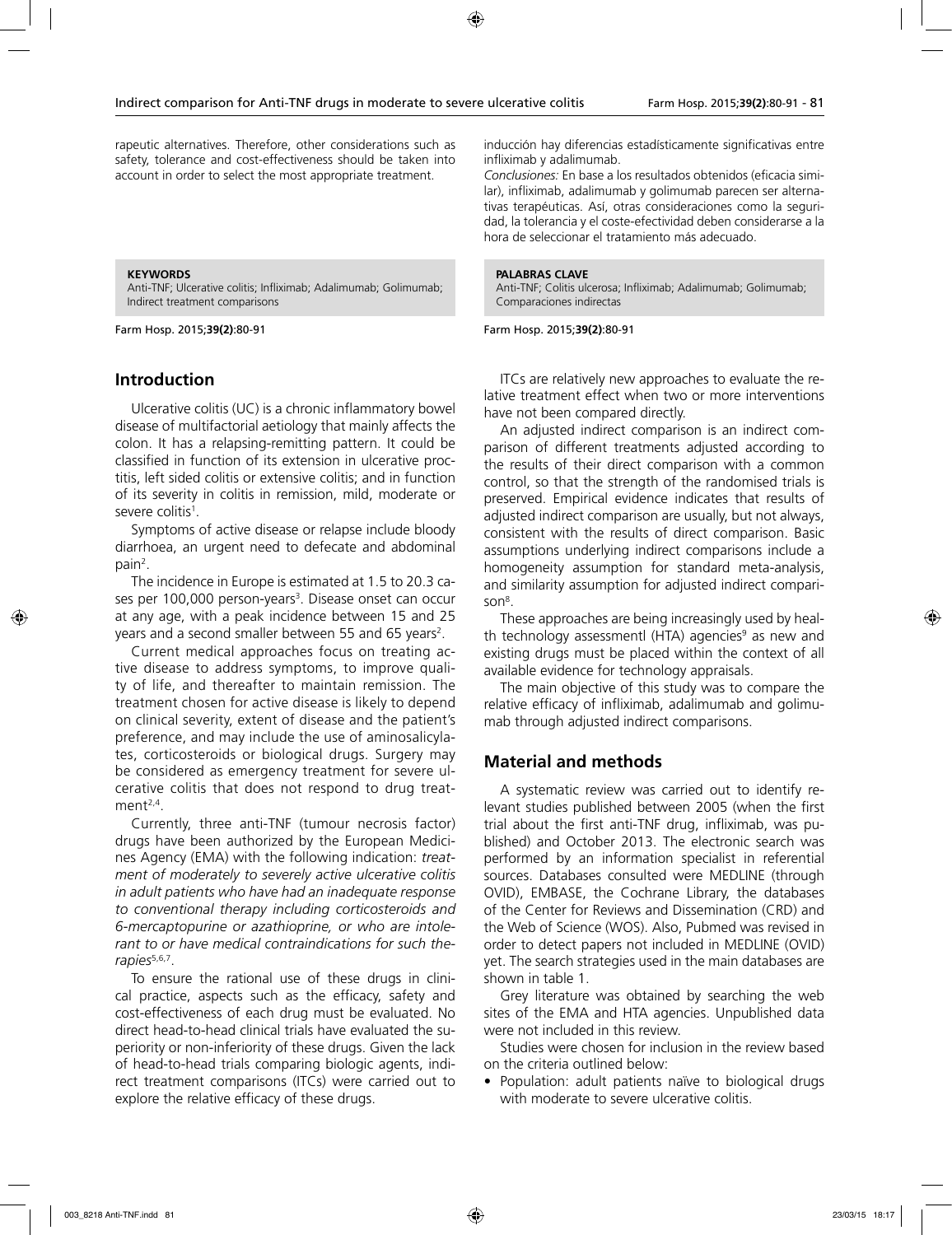rapeutic alternatives. Therefore, other considerations such as safety, tolerance and cost-effectiveness should be taken into account in order to select the most appropriate treatment.

**KEYWORDS**
Anti-TNF; Ulcerative colitis; Infliximab; Adalimumab; Golimumab; Indirect treatment comparisons

inducción hay diferencias estadísticamente significativas entre infliximab y adalimumab.

*Conclusiones:* En base a los resultados obtenidos (eficacia similar), infliximab, adalimumab y golimumab parecen ser alternativas terapéuticas. Así, otras consideraciones como la seguridad, la tolerancia y el coste-efectividad deben considerarse a la hora de seleccionar el tratamiento más adecuado.

**PALABRAS CLAVE**
Anti-TNF; Colitis ulcerosa; Infliximab; Adalimumab; Golimumab; Comparaciones indirectas

## Introduction

Ulcerative colitis (UC) is a chronic inflammatory bowel disease of multifactorial aetiology that mainly affects the colon. It has a relapsing-remitting pattern. It could be classified in function of its extension in ulcerative proctitis, left sided colitis or extensive colitis; and in function of its severity in colitis in remission, mild, moderate or severe colitis[1].

Symptoms of active disease or relapse include bloody diarrhoea, an urgent need to defecate and abdominal pain[2].

The incidence in Europe is estimated at 1.5 to 20.3 cases per 100,000 person-years[3]. Disease onset can occur at any age, with a peak incidence between 15 and 25 years and a second smaller between 55 and 65 years[2].

Current medical approaches focus on treating active disease to address symptoms, to improve quality of life, and thereafter to maintain remission. The treatment chosen for active disease is likely to depend on clinical severity, extent of disease and the patient's preference, and may include the use of aminosalicylates, corticosteroids or biological drugs. Surgery may be considered as emergency treatment for severe ulcerative colitis that does not respond to drug treatment[2,4].

Currently, three anti-TNF (tumour necrosis factor) drugs have been authorized by the European Medicines Agency (EMA) with the following indication: *treatment of moderately to severely active ulcerative colitis in adult patients who have had an inadequate response to conventional therapy including corticosteroids and 6-mercaptopurine or azathioprine, or who are intolerant to or have medical contraindications for such therapies*[5,6,7].

To ensure the rational use of these drugs in clinical practice, aspects such as the efficacy, safety and cost-effectiveness of each drug must be evaluated. No direct head-to-head clinical trials have evaluated the superiority or non-inferiority of these drugs. Given the lack of head-to-head trials comparing biologic agents, indirect treatment comparisons (ITCs) were carried out to explore the relative efficacy of these drugs.

ITCs are relatively new approaches to evaluate the relative treatment effect when two or more interventions have not been compared directly.

An adjusted indirect comparison is an indirect comparison of different treatments adjusted according to the results of their direct comparison with a common control, so that the strength of the randomised trials is preserved. Empirical evidence indicates that results of adjusted indirect comparison are usually, but not always, consistent with the results of direct comparison. Basic assumptions underlying indirect comparisons include a homogeneity assumption for standard meta-analysis, and similarity assumption for adjusted indirect comparison[8].

These approaches are being increasingly used by health technology assessmentl (HTA) agencies[9] as new and existing drugs must be placed within the context of all available evidence for technology appraisals.

The main objective of this study was to compare the relative efficacy of infliximab, adalimumab and golimumab through adjusted indirect comparisons.

## Material and methods

A systematic review was carried out to identify relevant studies published between 2005 (when the first trial about the first anti-TNF drug, infliximab, was published) and October 2013. The electronic search was performed by an information specialist in referential sources. Databases consulted were MEDLINE (through OVID), EMBASE, the Cochrane Library, the databases of the Center for Reviews and Dissemination (CRD) and the Web of Science (WOS). Also, Pubmed was revised in order to detect papers not included in MEDLINE (OVID) yet. The search strategies used in the main databases are shown in table 1.

Grey literature was obtained by searching the web sites of the EMA and HTA agencies. Unpublished data were not included in this review.

Studies were chosen for inclusion in the review based on the criteria outlined below:

- Population: adult patients naïve to biological drugs with moderate to severe ulcerative colitis.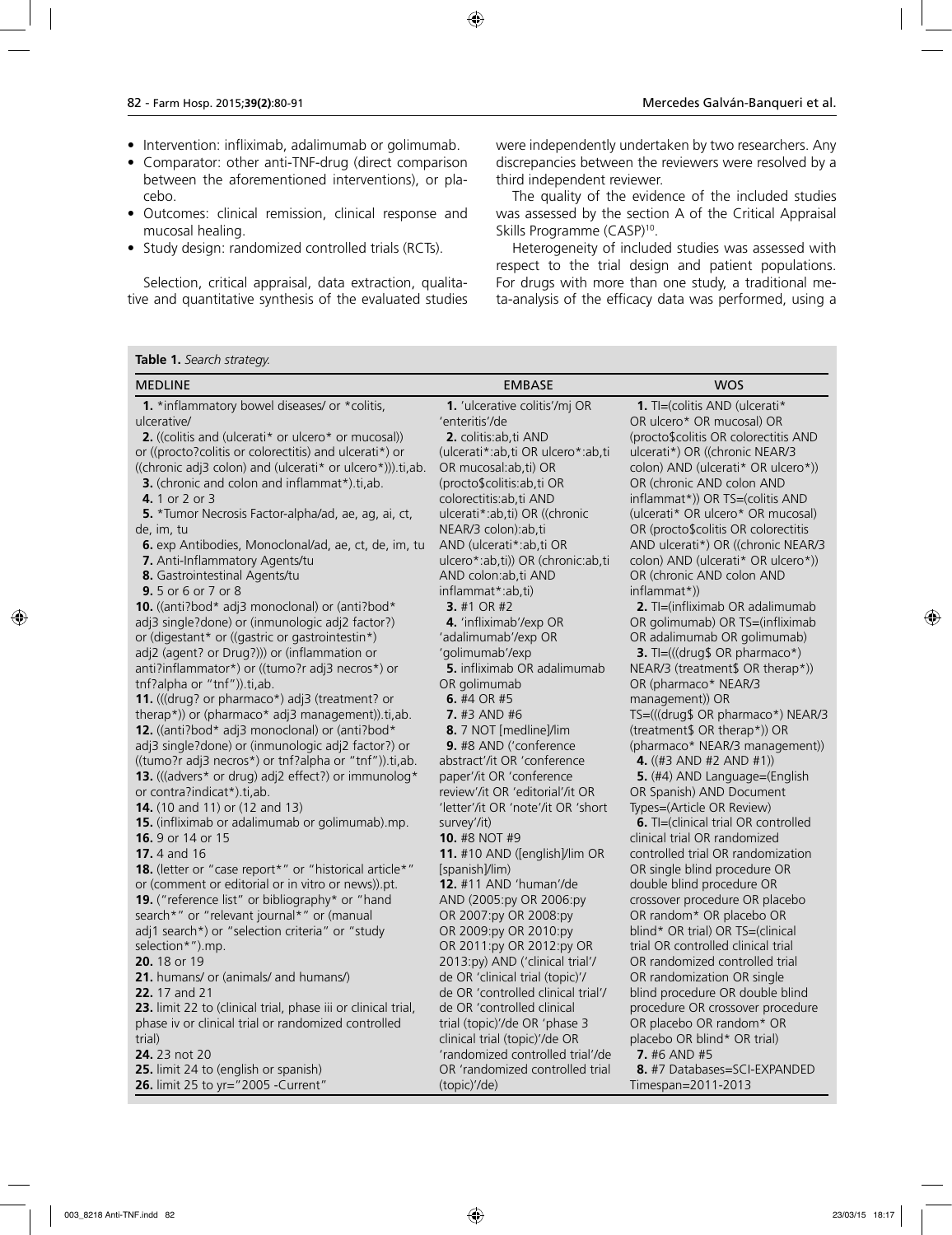- Intervention: infliximab, adalimumab or golimumab.
- Comparator: other anti-TNF-drug (direct comparison between the aforementioned interventions), or placebo.
- Outcomes: clinical remission, clinical response and mucosal healing.
- Study design: randomized controlled trials (RCTs).

Selection, critical appraisal, data extraction, qualitative and quantitative synthesis of the evaluated studies were independently undertaken by two researchers. Any discrepancies between the reviewers were resolved by a third independent reviewer.

The quality of the evidence of the included studies was assessed by the section A of the Critical Appraisal Skills Programme (CASP)[10].

Heterogeneity of included studies was assessed with respect to the trial design and patient populations. For drugs with more than one study, a traditional meta-analysis of the efficacy data was performed, using a

**Table 1.** *Search strategy.*

| MEDLINE | EMBASE | WOS |
|---|---|---|
| **1.** *inflammatory bowel diseases/ or *colitis, ulcerative/<br>**2.** ((colitis and (ulcerati* or ulcero* or mucosal)) or ((procto?colitis or colorectitis) and ulcerati*) or ((chronic adj3 colon) and (ulcerati* or ulcero*))).ti,ab.<br>**3.** (chronic and colon and inflammat*).ti,ab.<br>**4.** 1 or 2 or 3<br>**5.** *Tumor Necrosis Factor-alpha/ad, ae, ag, ai, ct, de, im, tu<br>**6.** exp Antibodies, Monoclonal/ad, ae, ct, de, im, tu<br>**7.** Anti-Inflammatory Agents/tu<br>**8.** Gastrointestinal Agents/tu<br>**9.** 5 or 6 or 7 or 8<br>**10.** ((anti?bod* adj3 monoclonal) or (anti?bod* adj3 single?done) or (inmunologic adj2 factor?) or (digestant* or ((gastric or gastrointestin*) adj2 (agent? or Drug?))) or (inflammation or anti?inflammator*) or ((tumo?r adj3 necros*) or tnf?alpha or "tnf")).ti,ab.<br>**11.** (((drug? or pharmaco*) adj3 (treatment? or therap*)) or (pharmaco* adj3 management)).ti,ab.<br>**12.** ((anti?bod* adj3 monoclonal) or (anti?bod* adj3 single?done) or (inmunologic adj2 factor?) or ((tumo?r adj3 necros*) or tnf?alpha or "tnf")).ti,ab.<br>**13.** (((advers* or drug) adj2 effect?) or immunolog* or contra?indicat*).ti,ab.<br>**14.** (10 and 11) or (12 and 13)<br>**15.** (infliximab or adalimumab or golimumab).mp.<br>**16.** 9 or 14 or 15<br>**17.** 4 and 16<br>**18.** (letter or "case report*" or "historical article*" or (comment or editorial or in vitro or news)).pt.<br>**19.** ("reference list" or bibliography* or "hand search*" or "relevant journal*" or (manual adj1 search*) or "selection criteria" or "study selection*").mp.<br>**20.** 18 or 19<br>**21.** humans/ or (animals/ and humans/)<br>**22.** 17 and 21<br>**23.** limit 22 to (clinical trial, phase iii or clinical trial, phase iv or clinical trial or randomized controlled trial)<br>**24.** 23 not 20<br>**25.** limit 24 to (english or spanish)<br>**26.** limit 25 to yr="2005 -Current" | **1.** 'ulcerative colitis'/mj OR 'enteritis'/de<br>**2.** colitis:ab,ti AND (ulcerati*:ab,ti OR ulcero*:ab,ti OR mucosal:ab,ti) OR (procto$colitis:ab,ti OR colorectitis:ab,ti AND ulcerati*:ab,ti) OR ((chronic NEAR/3 colon):ab,ti AND (ulcerati*:ab,ti OR ulcero*:ab,ti)) OR (chronic:ab,ti AND colon:ab,ti AND inflammat*:ab,ti)<br>**3.** #1 OR #2<br>**4.** 'infliximab'/exp OR 'adalimumab'/exp OR 'golimumab'/exp<br>**5.** infliximab OR adalimumab OR golimumab<br>**6.** #4 OR #5<br>**7.** #3 AND #6<br>**8.** 7 NOT [medline]/lim<br>**9.** #8 AND ('conference abstract'/it OR 'conference paper'/it OR 'conference review'/it OR 'editorial'/it OR 'letter'/it OR 'note'/it OR 'short survey'/it)<br>**10.** #8 NOT #9<br>**11.** #10 AND ([english]/lim OR [spanish]/lim)<br>**12.** #11 AND 'human'/de AND (2005:py OR 2006:py OR 2007:py OR 2008:py OR 2009:py OR 2010:py OR 2011:py OR 2012:py OR 2013:py) AND ('clinical trial'/de OR 'clinical trial (topic)'/de OR 'controlled clinical trial'/de OR 'controlled clinical trial (topic)'/de OR 'phase 3 clinical trial (topic)'/de OR 'randomized controlled trial'/de OR 'randomized controlled trial (topic)'/de) | **1.** TI=(colitis AND (ulcerati* OR ulcero* OR mucosal) OR (procto$colitis OR colorectitis AND ulcerati*) OR ((chronic NEAR/3 colon) AND (ulcerati* OR ulcero*)) OR (chronic AND colon AND inflammat*)) OR TS=(colitis AND (ulcerati* OR ulcero* OR mucosal) OR (procto$colitis OR colorectitis AND ulcerati*) OR ((chronic NEAR/3 colon) AND (ulcerati* OR ulcero*)) OR (chronic AND colon AND inflammat*))<br>**2.** TI=(infliximab OR adalimumab OR golimumab) OR TS=(infliximab OR adalimumab OR golimumab)<br>**3.** TI=(((drug$ OR pharmaco*) NEAR/3 (treatment$ OR therap*)) OR (pharmaco* NEAR/3 management)) OR TS=(((drug$ OR pharmaco*) NEAR/3 (treatment$ OR therap*)) OR (pharmaco* NEAR/3 management))<br>**4.** ((#3 AND #2 AND #1))<br>**5.** (#4) AND Language=(English OR Spanish) AND Document Types=(Article OR Review)<br>**6.** TI=(clinical trial OR controlled clinical trial OR randomized controlled trial OR randomization OR single blind procedure OR double blind procedure OR crossover procedure OR placebo OR random* OR placebo OR blind* OR trial) OR TS=(clinical trial OR controlled clinical trial OR randomized controlled trial OR randomization OR single blind procedure OR double blind procedure OR crossover procedure OR placebo OR random* OR placebo OR blind* OR trial)<br>**7.** #6 AND #5<br>**8.** #7 Databases=SCI-EXPANDED Timespan=2011-2013 |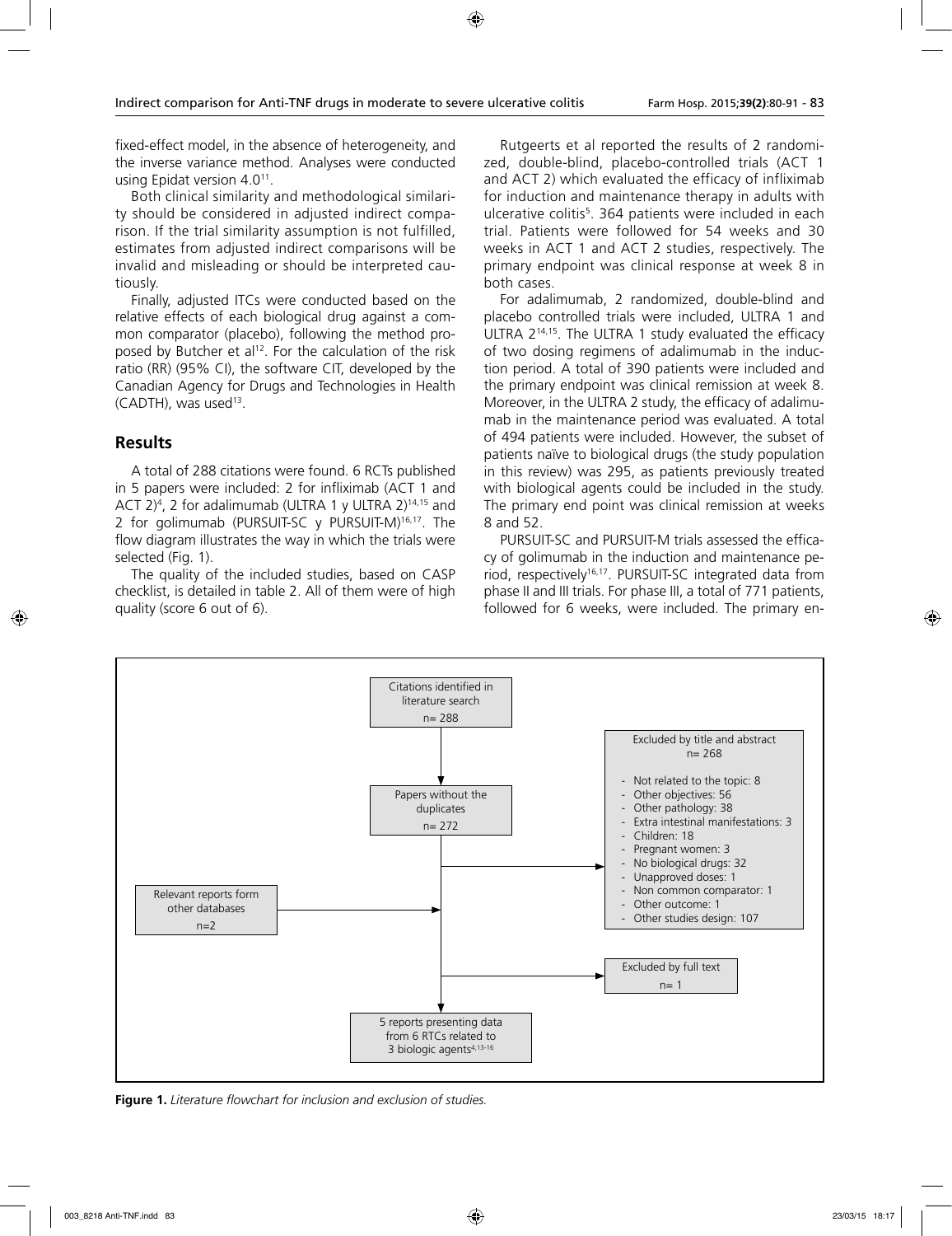fixed-effect model, in the absence of heterogeneity, and the inverse variance method. Analyses were conducted using Epidat version 4.0[11].

Both clinical similarity and methodological similarity should be considered in adjusted indirect comparison. If the trial similarity assumption is not fulfilled, estimates from adjusted indirect comparisons will be invalid and misleading or should be interpreted cautiously.

Finally, adjusted ITCs were conducted based on the relative effects of each biological drug against a common comparator (placebo), following the method proposed by Butcher et al[12]. For the calculation of the risk ratio (RR) (95% CI), the software CIT, developed by the Canadian Agency for Drugs and Technologies in Health (CADTH), was used[13].

## Results

A total of 288 citations were found. 6 RCTs published in 5 papers were included: 2 for infliximab (ACT 1 and ACT 2)[4], 2 for adalimumab (ULTRA 1 y ULTRA 2)[14,15] and 2 for golimumab (PURSUIT-SC y PURSUIT-M)[16,17]. The flow diagram illustrates the way in which the trials were selected (Fig. 1).

The quality of the included studies, based on CASP checklist, is detailed in table 2. All of them were of high quality (score 6 out of 6).

Rutgeerts et al reported the results of 2 randomized, double-blind, placebo-controlled trials (ACT 1 and ACT 2) which evaluated the efficacy of infliximab for induction and maintenance therapy in adults with ulcerative colitis[5]. 364 patients were included in each trial. Patients were followed for 54 weeks and 30 weeks in ACT 1 and ACT 2 studies, respectively. The primary endpoint was clinical response at week 8 in both cases.

For adalimumab, 2 randomized, double-blind and placebo controlled trials were included, ULTRA 1 and ULTRA 2[14,15]. The ULTRA 1 study evaluated the efficacy of two dosing regimens of adalimumab in the induction period. A total of 390 patients were included and the primary endpoint was clinical remission at week 8. Moreover, in the ULTRA 2 study, the efficacy of adalimumab in the maintenance period was evaluated. A total of 494 patients were included. However, the subset of patients naïve to biological drugs (the study population in this review) was 295, as patients previously treated with biological agents could be included in the study. The primary end point was clinical remission at weeks 8 and 52.

PURSUIT-SC and PURSUIT-M trials assessed the efficacy of golimumab in the induction and maintenance period, respectively[16,17]. PURSUIT-SC integrated data from phase II and III trials. For phase III, a total of 771 patients, followed for 6 weeks, were included. The primary en-

Citations identified in literature search
n= 288

Papers without the duplicates
n= 272

Excluded by title and abstract
n= 268

- Not related to the topic: 8
- Other objectives: 56
- Other pathology: 38
- Extra intestinal manifestations: 3
- Children: 18
- Pregnant women: 3
- No biological drugs: 32
- Unapproved doses: 1
- Non common comparator: 1
- Other outcome: 1
- Other studies design: 107

Relevant reports form other databases
n=2

Excluded by full text
n= 1

5 reports presenting data from 6 RTCs related to 3 biologic agents[4,13-16]

**Figure 1.** *Literature flowchart for inclusion and exclusion of studies.*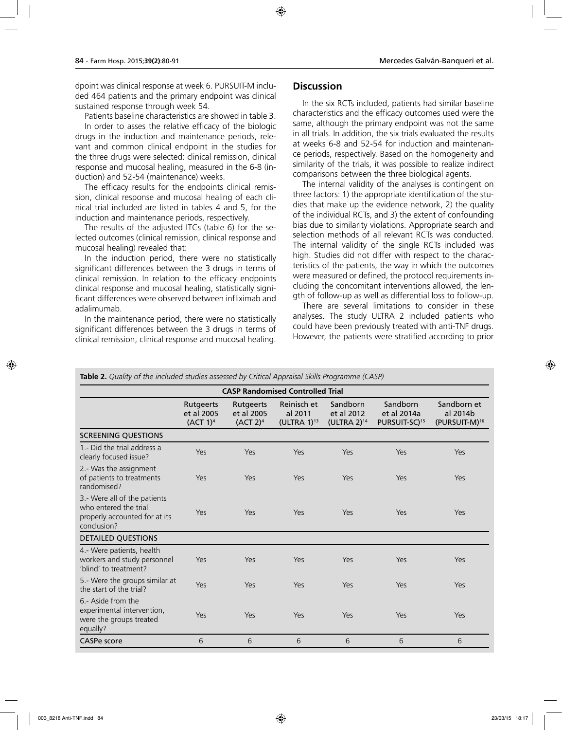dpoint was clinical response at week 6. PURSUIT-M included 464 patients and the primary endpoint was clinical sustained response through week 54.

Patients baseline characteristics are showed in table 3.

In order to asses the relative efficacy of the biologic drugs in the induction and maintenance periods, relevant and common clinical endpoint in the studies for the three drugs were selected: clinical remission, clinical response and mucosal healing, measured in the 6-8 (induction) and 52-54 (maintenance) weeks.

The efficacy results for the endpoints clinical remission, clinical response and mucosal healing of each clinical trial included are listed in tables 4 and 5, for the induction and maintenance periods, respectively.

The results of the adjusted ITCs (table 6) for the selected outcomes (clinical remission, clinical response and mucosal healing) revealed that:

In the induction period, there were no statistically significant differences between the 3 drugs in terms of clinical remission. In relation to the efficacy endpoints clinical response and mucosal healing, statistically significant differences were observed between infliximab and adalimumab.

In the maintenance period, there were no statistically significant differences between the 3 drugs in terms of clinical remission, clinical response and mucosal healing.

## Discussion

In the six RCTs included, patients had similar baseline characteristics and the efficacy outcomes used were the same, although the primary endpoint was not the same in all trials. In addition, the six trials evaluated the results at weeks 6-8 and 52-54 for induction and maintenance periods, respectively. Based on the homogeneity and similarity of the trials, it was possible to realize indirect comparisons between the three biological agents.

The internal validity of the analyses is contingent on three factors: 1) the appropriate identification of the studies that make up the evidence network, 2) the quality of the individual RCTs, and 3) the extent of confounding bias due to similarity violations. Appropriate search and selection methods of all relevant RCTs was conducted. The internal validity of the single RCTs included was high. Studies did not differ with respect to the characteristics of the patients, the way in which the outcomes were measured or defined, the protocol requirements including the concomitant interventions allowed, the length of follow-up as well as differential loss to follow-up.

There are several limitations to consider in these analyses. The study ULTRA 2 included patients who could have been previously treated with anti-TNF drugs. However, the patients were stratified according to prior

**Table 2.** *Quality of the included studies assessed by Critical Appraisal Skills Programme (CASP)*

| CASP Randomised Controlled Trial | | | | | | |
|---|---|---|---|---|---|---|
| | Rutgeerts et al 2005 (ACT 1)[4] | Rutgeerts et al 2005 (ACT 2)[4] | Reinisch et al 2011 (ULTRA 1)[13] | Sandborn et al 2012 (ULTRA 2)[14] | Sandborn et al 2014a PURSUIT-SC)[15] | Sandborn et al 2014b (PURSUIT-M)[16] |
| SCREENING QUESTIONS | | | | | | |
| 1.- Did the trial address a clearly focused issue? | Yes | Yes | Yes | Yes | Yes | Yes |
| 2.- Was the assignment of patients to treatments randomised? | Yes | Yes | Yes | Yes | Yes | Yes |
| 3.- Were all of the patients who entered the trial properly accounted for at its conclusion? | Yes | Yes | Yes | Yes | Yes | Yes |
| DETAILED QUESTIONS | | | | | | |
| 4.- Were patients, health workers and study personnel 'blind' to treatment? | Yes | Yes | Yes | Yes | Yes | Yes |
| 5.- Were the groups similar at the start of the trial? | Yes | Yes | Yes | Yes | Yes | Yes |
| 6.- Aside from the experimental intervention, were the groups treated equally? | Yes | Yes | Yes | Yes | Yes | Yes |
| CASPe score | 6 | 6 | 6 | 6 | 6 | 6 |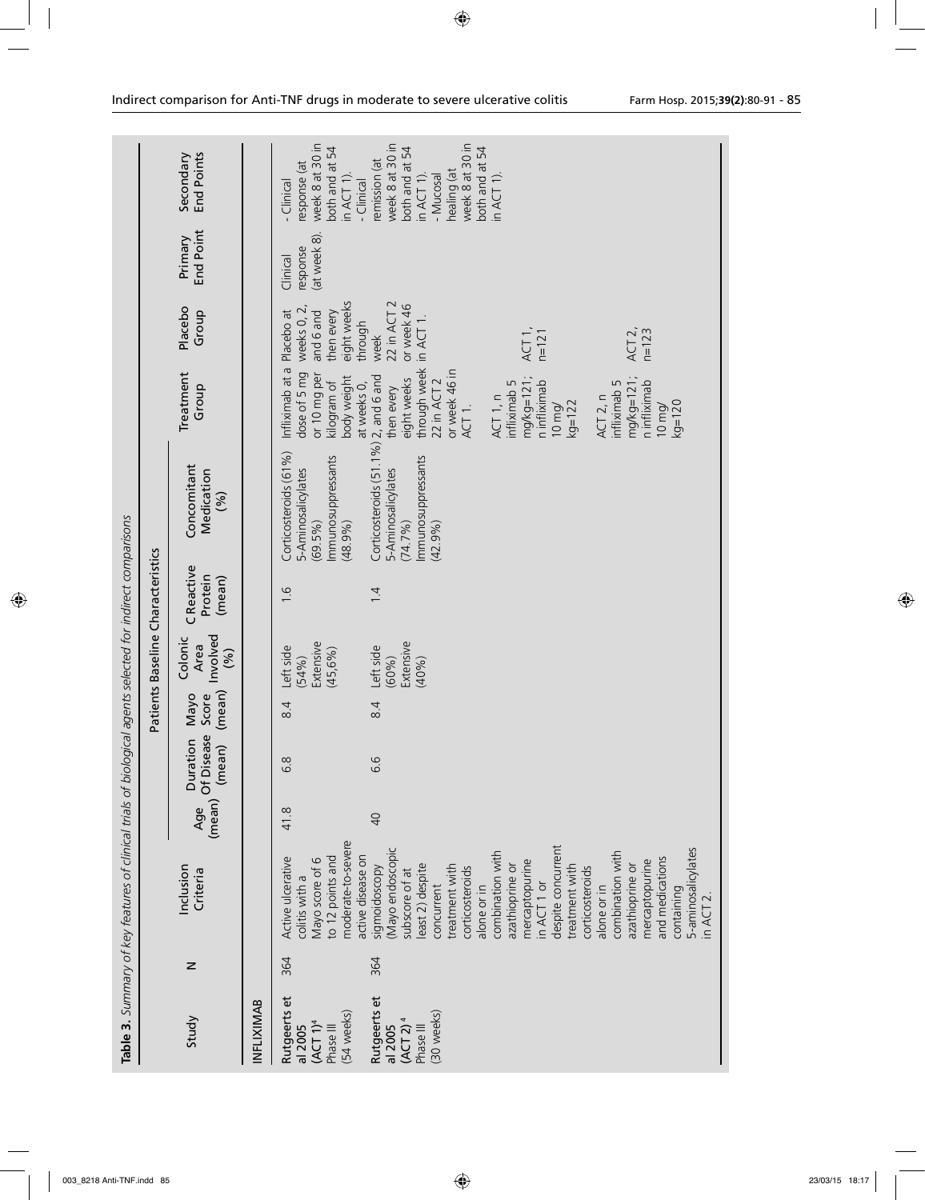**Table 3.** *Summary of key features of clinical trials of biological agents selected for indirect comparisons*

| Study | N | Inclusion Criteria | Patients Baseline Characteristics | | | | | | Treatment Group | Placebo Group | Primary End Point | Secondary End Points |
|---|---|---|---|---|---|---|---|---|---|---|---|---|
| | | | Age (mean) | Duration Of Disease (mean) | Mayo Score (mean) | Colonic Area Involved (%) | C Reactive Protein (mean) | Concomitant Medication (%) | | | | |
| **INFLIXIMAB** | | | | | | | | | | | | |
| Rutgeerts et al 2005 (ACT 1)[4] Phase III (54 weeks) | 364 | Active ulcerative colitis with a Mayo score of 6 to 12 points and moderate-to-severe active disease on sigmoidoscopy (Mayo endoscopic subscore of at least 2) despite concurrent treatment with corticosteroids alone or in combination with azathioprine or mercaptopurine in ACT 1 or despite concurrent treatment with corticosteroids alone or in combination with azathioprine or mercaptopurine and medications containing 5-aminosalicylates in ACT 2. | 41.8 | 6.8 | 8.4 | Left side (54%) Extensive (45,6%) | 1.6 | Corticosteroids (61%) 5-Aminosalicylates (69.5%) Immunosuppressants (48.9%) | Infliximab at a dose of 5 mg or 10 mg per kilogram of body weight at weeks 0, 2, and 6 and then every eight weeks through week 22 in ACT 2 or week 46 in ACT 1.<br><br>ACT 1, n infliximab 5 mg/kg=121; n infliximab 10 mg/kg=122<br><br>ACT 2, n infliximab 5 mg/kg=121; n infliximab 10 mg/kg=120 | Placebo at weeks 0, 2, and 6 and then every eight weeks through week 22 in ACT 2 or week 46 in ACT 1.<br><br>ACT 1, n=121<br><br>ACT 2, n=123 | Clinical response (at week 8). | - Clinical response (at week 8 at 30 in both and at 54 in ACT 1).<br>- Clinical remission (at week 8 at 30 in both and at 54 in ACT 1).<br>- Mucosal healing (at week 8 at 30 in both and at 54 in ACT 1). |
| Rutgeerts et al 2005 (ACT 2)[4] Phase III (30 weeks) | 364 | | 40 | 6.6 | 8.4 | Left side (60%) Extensive (40%) | 1.4 | Corticosteroids (51.1%) 5-Aminosalicylates (74.7%) Immunosuppressants (42.9%) | | | | |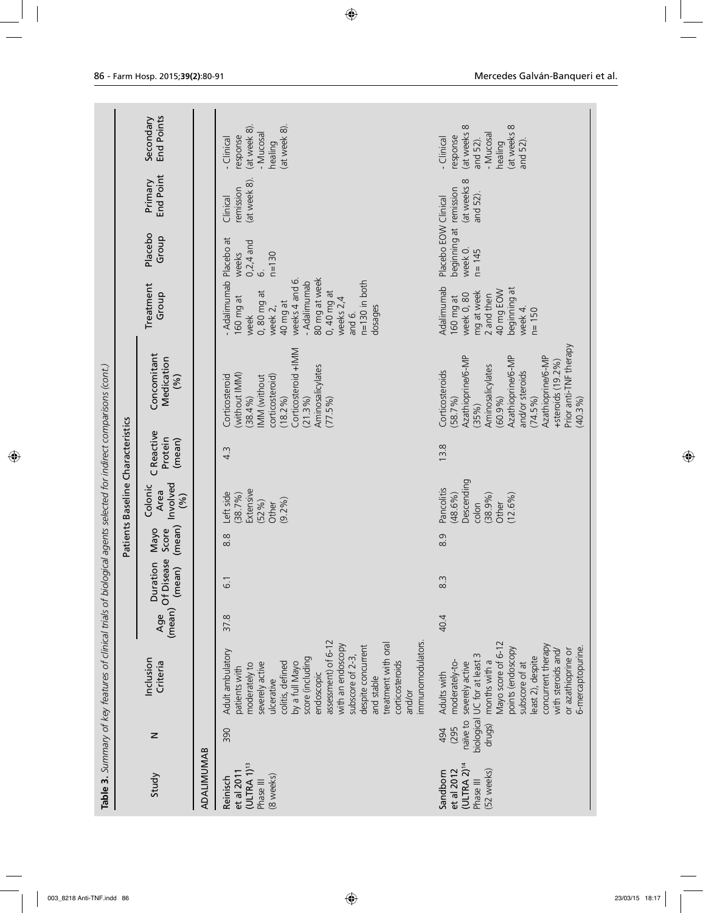**Table 3.** *Summary of key features of clinical trials of biological agents selected for indirect comparisons (cont.)*

| Study | N | Inclusion Criteria | Patients Baseline Characteristics | | | | | | Treatment Group | Placebo Group | Primary End Point | Secondary End Points |
|---|---|---|---|---|---|---|---|---|---|---|---|---|
| | | | Age (mean) | Duration Of Disease (mean) | Mayo Score (mean) | Colonic Area Involved (%) | C Reactive Protein (mean) | Concomitant Medication (%) | | | | |
| **ADALIMUMAB** | | | | | | | | | | | | |
| **Reinisch et al 2011 (ULTRA 1)**[13] Phase III (8 weeks) | 390 | Adult ambulatory patients with moderately to severely active ulcerative colitis, defined by a full Mayo score (including endoscopic assessment) of 6-12 with an endoscopy subscore of 2-3, despite concurrent and stable treatment with oral corticosteroids and/or immunomodulators. | 37.8 | 6.1 | 8.8 | Left side (38.7%) Extensive (52%) Other (9.2%) | 4.3 | Corticosteroid (without IMM) (38.4%) IMM (without corticosteroid) (18.2%) Corticosteroid +IMM (21.3%) Aminosalicylates (77.5%) | - Adalimumab 160 mg at week 0, 80 mg at week 2, 40 mg at weeks 4 and 6. - Adalimumab 80 mg at week 0, 40 mg at weeks 2,4 and 6. n=130 in both dosages | Placebo at weeks 0,2,4 and 6. n=130 | Clinical remission (at week 8). | - Clinical response (at week 8). - Mucosal healing (at week 8). |
| **Sandborn et al 2012 (ULTRA 2)**[14] Phase III (52 weeks) | 494 (295 naïve to biological drugs) | Adults with moderately-to-severely active UC for at least 3 months with a Mayo score of 6-12 points (endoscopy subscore of at least 2), despite concurrent therapy with steroids and/ or azathioprine or 6-mercaptopurine. | 40.4 | 8.3 | 8.9 | Pancolitis (48.6%) Descending colon (38.9%) Other (12.6%) | 13.8 | Corticosteroids (58.7%) Azathioprine/6-MP (35%) Aminosalicylates (60.9%) Azathioprine/6-MP and/or steroids (74.5%) Azathioprine/6-MP +steroids (19.2%) Prior anti-TNF therapy (40.3%) | Adalimumab 160 mg at week 0, 80 mg at week 2 and then 40 mg EOW beginning at week 4. n= 150 | Placebo EOW beginning at week 0. n= 145 | Clinical remission (at weeks 8 and 52). | - Clinical response (at weeks 8 and 52). - Mucosal healing (at weeks 8 and 52). |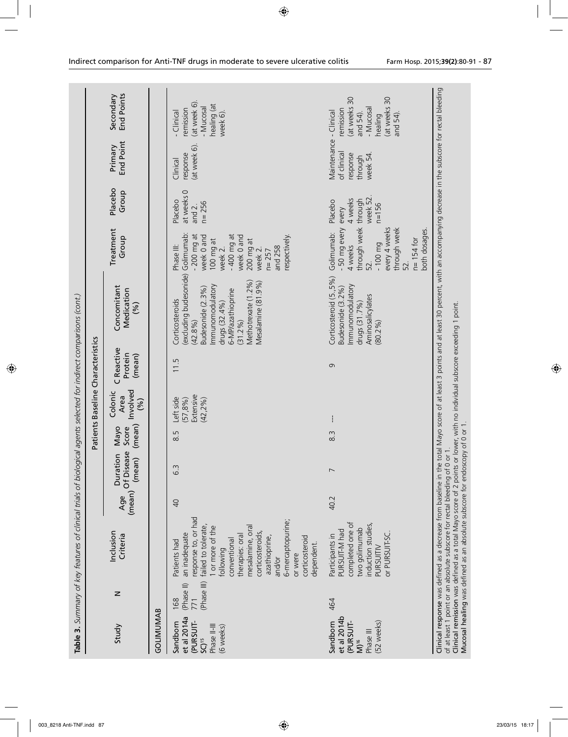**Table 3.** *Summary of key features of clinical trials of biological agents selected for indirect comparisons (cont.)*

| Study | N | Inclusion Criteria | Patients Baseline Characteristics | | | | | | Treatment Group | Placebo Group | Primary End Point | Secondary End Points |
|---|---|---|---|---|---|---|---|---|---|---|---|---|
| | | | Age (mean) | Duration Of Disease (mean) | Mayo Score (mean) | Colonic Area Involved (%) | C Reactive Protein (mean) | Concomitant Medication (%) | | | | |
| **GOLIMUMAB** | | | | | | | | | | | | |
| **Sandborn et al 2014a (PURSUIT-SC)[15]** Phase II-III (6 weeks) | 168 (Phase II) 771 (Phase III) | Patients had an inadequate response to, or had failed to tolerate, 1 or more of the following conventional therapies: oral mesalamine, oral corticosteroids, azathioprine, and/or 6-mercaptopurine; or were corticosteroid dependent. | 40 | 6.3 | 8.5 | Left side (57,8%) Extensive (42,2%) | 11.5 | Corticosteroids (excluding budesonide) (42.8%) Budesonide (2.3%) Immunomodulatory drugs (32.4%) 6-MP/azathioprine (31.2%) Methotrexate (1.2%) Mesalamine (81.9%) | Phase III: Golimumab: - 200 mg at week 0 and 100 mg at week 2. - 400 mg at week 0 and 200 mg at week 2. n= 257 and 258 respectively. | Placebo at weeks 0 and 2. n= 256 | Clinical response (at week 6). | - Clinical remission (at week 6). - Mucosal healing (at week 6). |
| **Sandborn et al 2014b (PURSUIT-M)[16]** Phase III (52 weeks) | 464 | Participants in PURSUIT-M had completed one of two golimumab induction studies, PURSUITIV or PURSUIT-SC. | 40.2 | 7 | 8.3 | --- | 9 | Corticosteroid (5,,5%) Budesonide (3.2%) Immunomodulatory drugs (31.7%) Aminosalicylates (80.2%) | Golimumab: - 50 mg every 4 weeks through week 52. - 100 mg every 4 weeks through week 52. n= 154 for both dosages. | Placebo every 4 weeks through week 52. n=156 | Maintenance of clinical response through week 54. | - Clinical remission (at weeks 30 and 54). - Mucosal healing (at weeks 30 and 54). |

**Clinical response** was defined as a decrease from baseline in the total Mayo score of at least 3 points and at least 30 percent, with an accompanying decrease in the subscore for rectal bleeding of at least 1 point or an absolute subscore for rectal bleeding of 0 or 1.
**Clinical remission** was defined as a total Mayo score of 2 points or lower, with no individual subscore exceeding 1 point.
**Mucosal healing** was defined as an absolute subscore for endoscopy of 0 or 1.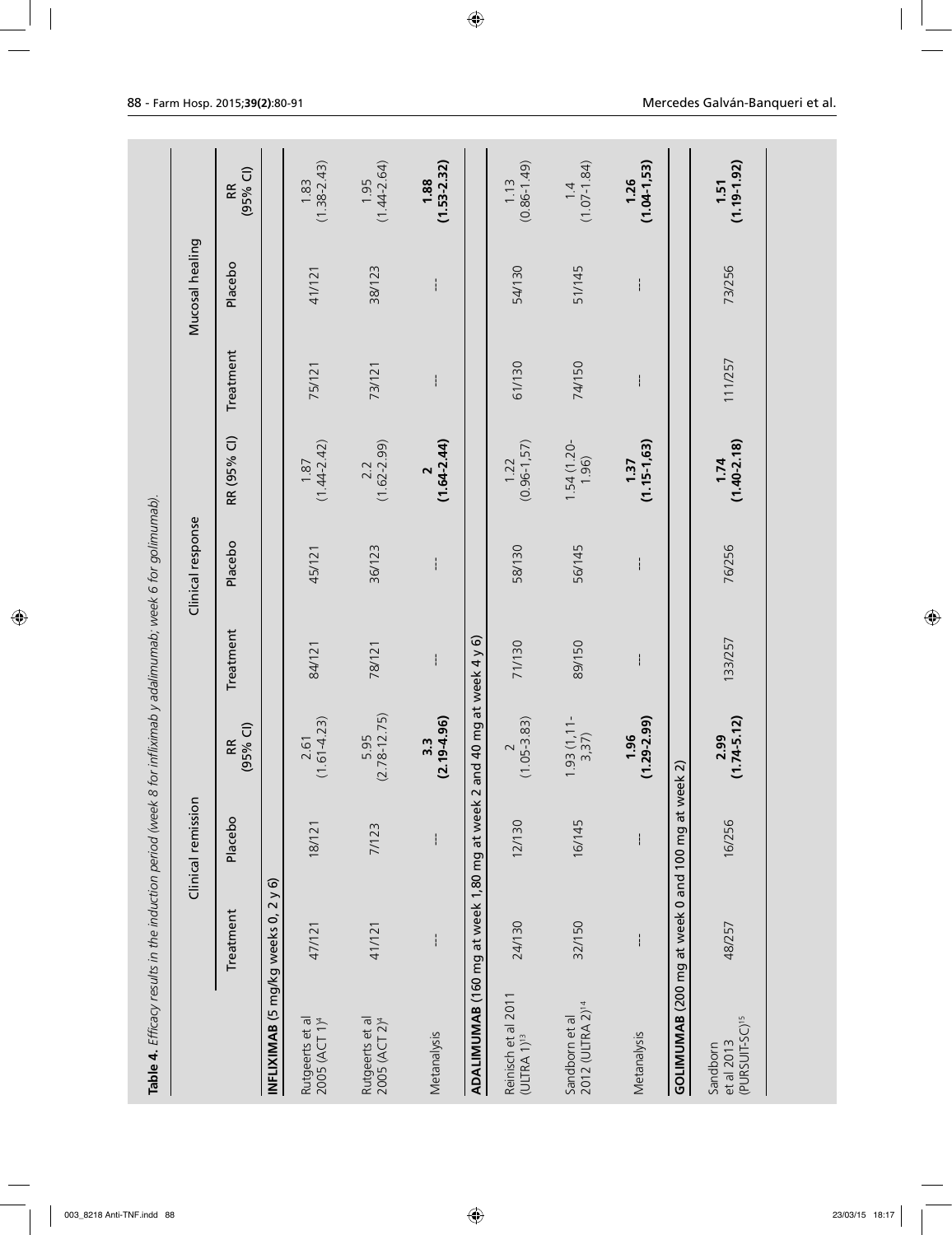**Table 4.** *Efficacy results in the induction period (week 8 for infliximab y adalimumab; week 6 for golimumab).*

| | Clinical remission | | | Clinical response | | | Mucosal healing | | |
|---|---|---|---|---|---|---|---|---|---|
| | Treatment | Placebo | RR (95% CI) | Treatment | Placebo | RR (95% CI) | Treatment | Placebo | RR (95% CI) |
| **INFLIXIMAB** (5 mg/kg weeks 0, 2 y 6) | | | | | | | | | |
| Rutgeerts et al 2005 (ACT 1)[4] | 47/121 | 18/121 | 2.61 (1.61-4.23) | 84/121 | 45/121 | 1.87 (1.44-2.42) | 75/121 | 41/121 | 1.83 (1.38-2.43) |
| Rutgeerts et al 2005 (ACT 2)[4] | 41/121 | 7/123 | 5.95 (2.78-12.75) | 78/121 | 36/123 | 2.2 (1.62-2.99) | 73/121 | 38/123 | 1.95 (1.44-2.64) |
| Metanalysis | --- | --- | **3.3 (2.19-4.96)** | --- | --- | **2 (1.64-2.44)** | --- | --- | **1.88 (1.53-2.32)** |
| **ADALIMUMAB** (160 mg at week 1,80 mg at week 2 and 40 mg at week 4 y 6) | | | | | | | | | |
| Reinisch et al 2011 (ULTRA 1)[13] | 24/130 | 12/130 | 2 (1.05-3.83) | 71/130 | 58/130 | 1.22 (0.96-1,57) | 61/130 | 54/130 | 1.13 (0.86-1.49) |
| Sandborn et al 2012 (ULTRA 2)[14] | 32/150 | 16/145 | 1.93 (1,11-3,37) | 89/150 | 56/145 | 1.54 (1.20-1.96) | 74/150 | 51/145 | 1.4 (1.07-1.84) |
| Metanalysis | --- | --- | **1.96 (1.29-2.99)** | --- | --- | **1.37 (1.15-1,63)** | --- | --- | **1.26 (1.04-1,53)** |
| **GOLIMUMAB** (200 mg at week 0 and 100 mg at week 2) | | | | | | | | | |
| Sandborn et al 2013 (PURSUIT-SC)[15] | 48/257 | 16/256 | **2.99 (1.74-5.12)** | 133/257 | 76/256 | **1.74 (1.40-2.18)** | 111/257 | 73/256 | **1.51 (1.19-1.92)** |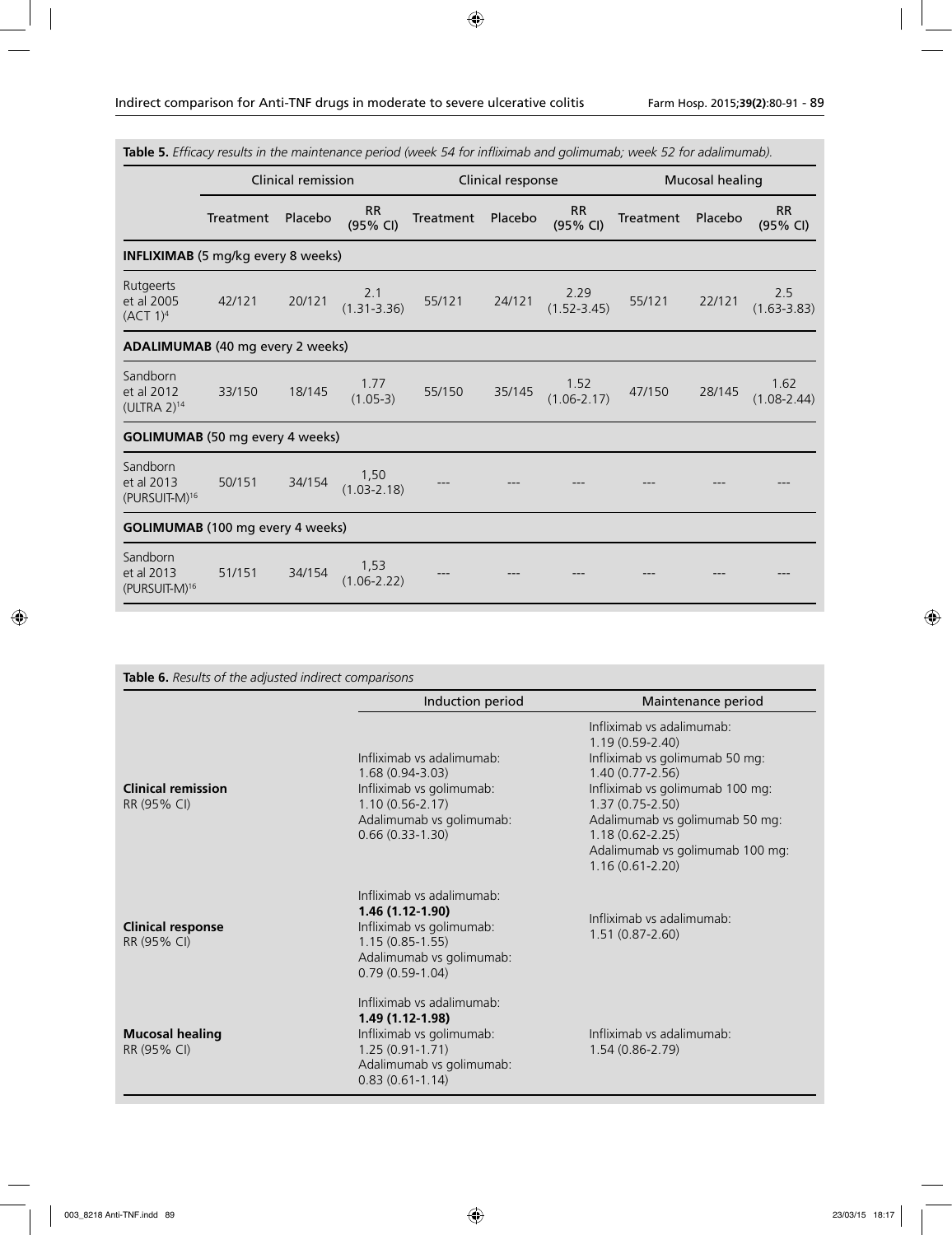**Table 5.** *Efficacy results in the maintenance period (week 54 for infliximab and golimumab; week 52 for adalimumab).*

| | Clinical remission | | | Clinical response | | | Mucosal healing | | |
|---|---|---|---|---|---|---|---|---|---|
| | Treatment | Placebo | RR (95% CI) | Treatment | Placebo | RR (95% CI) | Treatment | Placebo | RR (95% CI) |
| **INFLIXIMAB** (5 mg/kg every 8 weeks) | | | | | | | | | |
| Rutgeerts et al 2005 (ACT 1)[4] | 42/121 | 20/121 | 2.1 (1.31-3.36) | 55/121 | 24/121 | 2.29 (1.52-3.45) | 55/121 | 22/121 | 2.5 (1.63-3.83) |
| **ADALIMUMAB** (40 mg every 2 weeks) | | | | | | | | | |
| Sandborn et al 2012 (ULTRA 2)[14] | 33/150 | 18/145 | 1.77 (1.05-3) | 55/150 | 35/145 | 1.52 (1.06-2.17) | 47/150 | 28/145 | 1.62 (1.08-2.44) |
| **GOLIMUMAB** (50 mg every 4 weeks) | | | | | | | | | |
| Sandborn et al 2013 (PURSUIT-M)[16] | 50/151 | 34/154 | 1,50 (1.03-2.18) | --- | --- | --- | --- | --- | --- |
| **GOLIMUMAB** (100 mg every 4 weeks) | | | | | | | | | |
| Sandborn et al 2013 (PURSUIT-M)[16] | 51/151 | 34/154 | 1,53 (1.06-2.22) | --- | --- | --- | --- | --- | --- |

**Table 6.** *Results of the adjusted indirect comparisons*

| | Induction period | Maintenance period |
|---|---|---|
| **Clinical remission** RR (95% CI) | Infliximab vs adalimumab: 1.68 (0.94-3.03)<br>Infliximab vs golimumab: 1.10 (0.56-2.17)<br>Adalimumab vs golimumab: 0.66 (0.33-1.30) | Infliximab vs adalimumab: 1.19 (0.59-2.40)<br>Infliximab vs golimumab 50 mg: 1.40 (0.77-2.56)<br>Infliximab vs golimumab 100 mg: 1.37 (0.75-2.50)<br>Adalimumab vs golimumab 50 mg: 1.18 (0.62-2.25)<br>Adalimumab vs golimumab 100 mg: 1.16 (0.61-2.20) |
| **Clinical response** RR (95% CI) | Infliximab vs adalimumab: **1.46 (1.12-1.90)**<br>Infliximab vs golimumab: 1.15 (0.85-1.55)<br>Adalimumab vs golimumab: 0.79 (0.59-1.04) | Infliximab vs adalimumab: 1.51 (0.87-2.60) |
| **Mucosal healing** RR (95% CI) | Infliximab vs adalimumab: **1.49 (1.12-1.98)**<br>Infliximab vs golimumab: 1.25 (0.91-1.71)<br>Adalimumab vs golimumab: 0.83 (0.61-1.14) | Infliximab vs adalimumab: 1.54 (0.86-2.79) |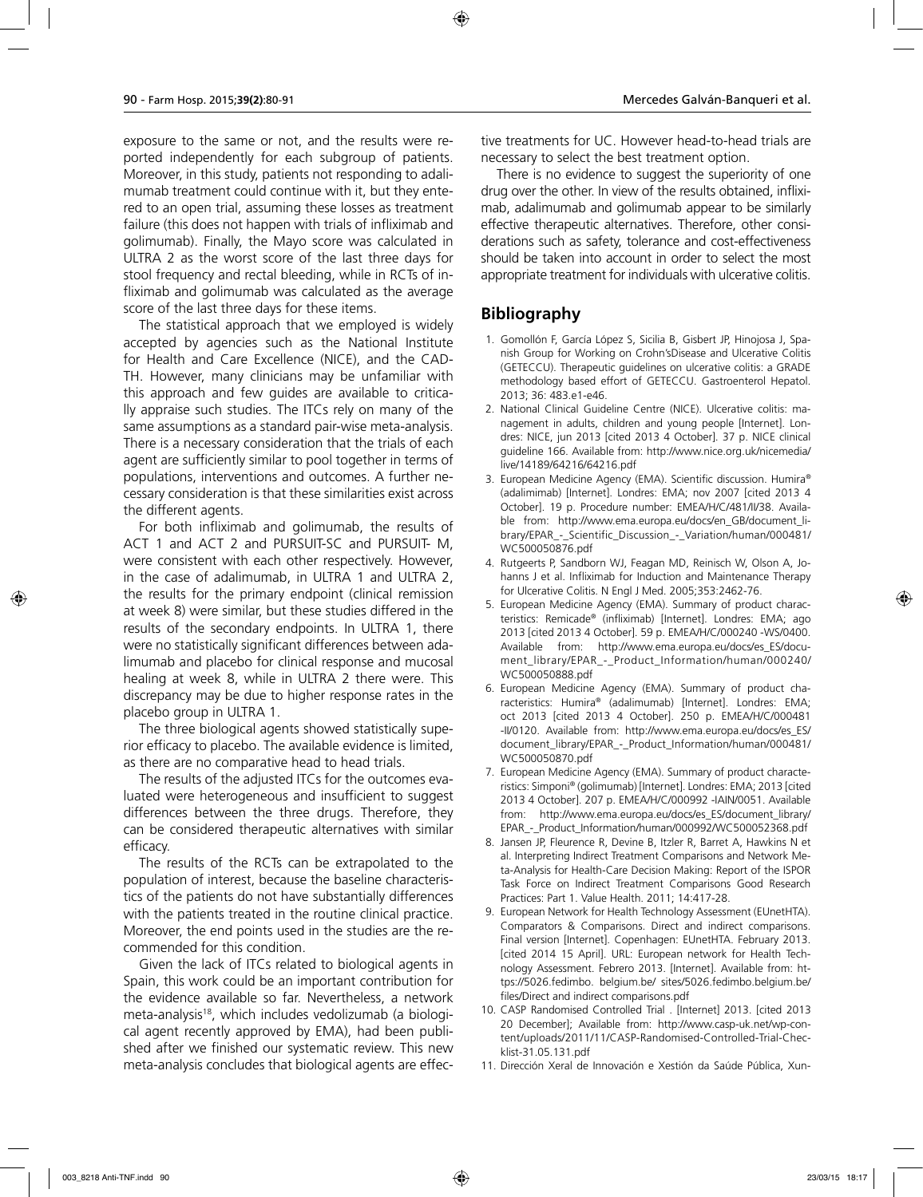exposure to the same or not, and the results were reported independently for each subgroup of patients. Moreover, in this study, patients not responding to adalimumab treatment could continue with it, but they entered to an open trial, assuming these losses as treatment failure (this does not happen with trials of infliximab and golimumab). Finally, the Mayo score was calculated in ULTRA 2 as the worst score of the last three days for stool frequency and rectal bleeding, while in RCTs of infliximab and golimumab was calculated as the average score of the last three days for these items.

The statistical approach that we employed is widely accepted by agencies such as the National Institute for Health and Care Excellence (NICE), and the CADTH. However, many clinicians may be unfamiliar with this approach and few guides are available to critically appraise such studies. The ITCs rely on many of the same assumptions as a standard pair-wise meta-analysis. There is a necessary consideration that the trials of each agent are sufficiently similar to pool together in terms of populations, interventions and outcomes. A further necessary consideration is that these similarities exist across the different agents.

For both infliximab and golimumab, the results of ACT 1 and ACT 2 and PURSUIT-SC and PURSUIT- M, were consistent with each other respectively. However, in the case of adalimumab, in ULTRA 1 and ULTRA 2, the results for the primary endpoint (clinical remission at week 8) were similar, but these studies differed in the results of the secondary endpoints. In ULTRA 1, there were no statistically significant differences between adalimumab and placebo for clinical response and mucosal healing at week 8, while in ULTRA 2 there were. This discrepancy may be due to higher response rates in the placebo group in ULTRA 1.

The three biological agents showed statistically superior efficacy to placebo. The available evidence is limited, as there are no comparative head to head trials.

The results of the adjusted ITCs for the outcomes evaluated were heterogeneous and insufficient to suggest differences between the three drugs. Therefore, they can be considered therapeutic alternatives with similar efficacy.

The results of the RCTs can be extrapolated to the population of interest, because the baseline characteristics of the patients do not have substantially differences with the patients treated in the routine clinical practice. Moreover, the end points used in the studies are the recommended for this condition.

Given the lack of ITCs related to biological agents in Spain, this work could be an important contribution for the evidence available so far. Nevertheless, a network meta-analysis[18], which includes vedolizumab (a biological agent recently approved by EMA), had been published after we finished our systematic review. This new meta-analysis concludes that biological agents are effective treatments for UC. However head-to-head trials are necessary to select the best treatment option.

There is no evidence to suggest the superiority of one drug over the other. In view of the results obtained, infliximab, adalimumab and golimumab appear to be similarly effective therapeutic alternatives. Therefore, other considerations such as safety, tolerance and cost-effectiveness should be taken into account in order to select the most appropriate treatment for individuals with ulcerative colitis.

## Bibliography

1. Gomollón F, García López S, Sicilia B, Gisbert JP, Hinojosa J, Spanish Group for Working on Crohn'sDisease and Ulcerative Colitis (GETECCU). Therapeutic guidelines on ulcerative colitis: a GRADE methodology based effort of GETECCU. Gastroenterol Hepatol. 2013; 36: 483.e1-e46.
2. National Clinical Guideline Centre (NICE). Ulcerative colitis: management in adults, children and young people [Internet]. Londres: NICE, jun 2013 [cited 2013 4 October]. 37 p. NICE clinical guideline 166. Available from: http://www.nice.org.uk/nicemedia/live/14189/64216/64216.pdf
3. European Medicine Agency (EMA). Scientific discussion. Humira® (adalimimab) [Internet]. Londres: EMA; nov 2007 [cited 2013 4 October]. 19 p. Procedure number: EMEA/H/C/481/II/38. Available from: http://www.ema.europa.eu/docs/en_GB/document_library/EPAR_-_Scientific_Discussion_-_Variation/human/000481/WC500050876.pdf
4. Rutgeerts P, Sandborn WJ, Feagan MD, Reinisch W, Olson A, Johanns J et al. Infliximab for Induction and Maintenance Therapy for Ulcerative Colitis. N Engl J Med. 2005;353:2462-76.
5. European Medicine Agency (EMA). Summary of product characteristics: Remicade® (infliximab) [Internet]. Londres: EMA; ago 2013 [cited 2013 4 October]. 59 p. EMEA/H/C/000240 -WS/0400. Available from: http://www.ema.europa.eu/docs/es_ES/document_library/EPAR_-_Product_Information/human/000240/WC500050888.pdf
6. European Medicine Agency (EMA). Summary of product characteristics: Humira® (adalimumab) [Internet]. Londres: EMA; oct 2013 [cited 2013 4 October]. 250 p. EMEA/H/C/000481 -II/0120. Available from: http://www.ema.europa.eu/docs/es_ES/document_library/EPAR_-_Product_Information/human/000481/WC500050870.pdf
7. European Medicine Agency (EMA). Summary of product characteristics: Simponi® (golimumab) [Internet]. Londres: EMA; 2013 [cited 2013 4 October]. 207 p. EMEA/H/C/000992 -IAIN/0051. Available from: http://www.ema.europa.eu/docs/es_ES/document_library/EPAR_-_Product_Information/human/000992/WC500052368.pdf
8. Jansen JP, Fleurence R, Devine B, Itzler R, Barret A, Hawkins N et al. Interpreting Indirect Treatment Comparisons and Network Meta-Analysis for Health-Care Decision Making: Report of the ISPOR Task Force on Indirect Treatment Comparisons Good Research Practices: Part 1. Value Health. 2011; 14:417-28.
9. European Network for Health Technology Assessment (EUnetHTA). Comparators & Comparisons. Direct and indirect comparisons. Final version [Internet]. Copenhagen: EUnetHTA. February 2013. [cited 2014 15 April]. URL: European network for Health Technology Assessment. Febrero 2013. [Internet]. Available from: https://5026.fedimbo. belgium.be/ sites/5026.fedimbo.belgium.be/files/Direct and indirect comparisons.pdf
10. CASP Randomised Controlled Trial . [Internet] 2013. [cited 2013 20 December]; Available from: http://www.casp-uk.net/wp-content/uploads/2011/11/CASP-Randomised-Controlled-Trial-Checklist-31.05.131.pdf
11. Dirección Xeral de Innovación e Xestión da Saúde Pública, Xun-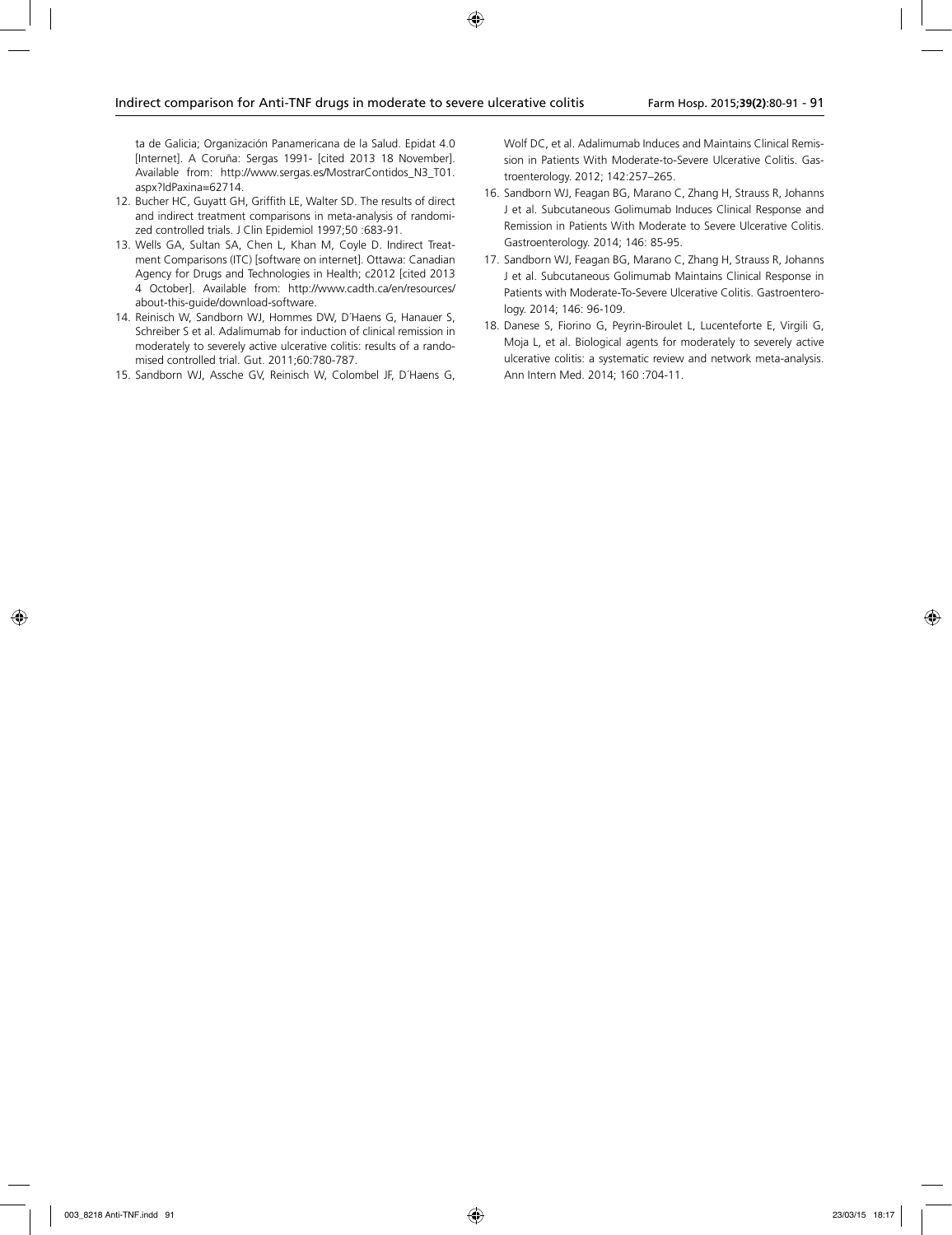ta de Galicia; Organización Panamericana de la Salud. Epidat 4.0 [Internet]. A Coruña: Sergas 1991- [cited 2013 18 November]. Available from: http://www.sergas.es/MostrarContidos_N3_T01.aspx?IdPaxina=62714.

12. Bucher HC, Guyatt GH, Griffith LE, Walter SD. The results of direct and indirect treatment comparisons in meta-analysis of randomized controlled trials. J Clin Epidemiol 1997;50 :683-91.
13. Wells GA, Sultan SA, Chen L, Khan M, Coyle D. Indirect Treatment Comparisons (ITC) [software on internet]. Ottawa: Canadian Agency for Drugs and Technologies in Health; c2012 [cited 2013 4 October]. Available from: http://www.cadth.ca/en/resources/about-this-guide/download-software.
14. Reinisch W, Sandborn WJ, Hommes DW, D´Haens G, Hanauer S, Schreiber S et al. Adalimumab for induction of clinical remission in moderately to severely active ulcerative colitis: results of a randomised controlled trial. Gut. 2011;60:780-787.
15. Sandborn WJ, Assche GV, Reinisch W, Colombel JF, D´Haens G, Wolf DC, et al. Adalimumab Induces and Maintains Clinical Remission in Patients With Moderate-to-Severe Ulcerative Colitis. Gastroenterology. 2012; 142:257–265.
16. Sandborn WJ, Feagan BG, Marano C, Zhang H, Strauss R, Johanns J et al. Subcutaneous Golimumab Induces Clinical Response and Remission in Patients With Moderate to Severe Ulcerative Colitis. Gastroenterology. 2014; 146: 85-95.
17. Sandborn WJ, Feagan BG, Marano C, Zhang H, Strauss R, Johanns J et al. Subcutaneous Golimumab Maintains Clinical Response in Patients with Moderate-To-Severe Ulcerative Colitis. Gastroenterology. 2014; 146: 96-109.
18. Danese S, Fiorino G, Peyrin-Biroulet L, Lucenteforte E, Virgili G, Moja L, et al. Biological agents for moderately to severely active ulcerative colitis: a systematic review and network meta-analysis. Ann Intern Med. 2014; 160 :704-11.